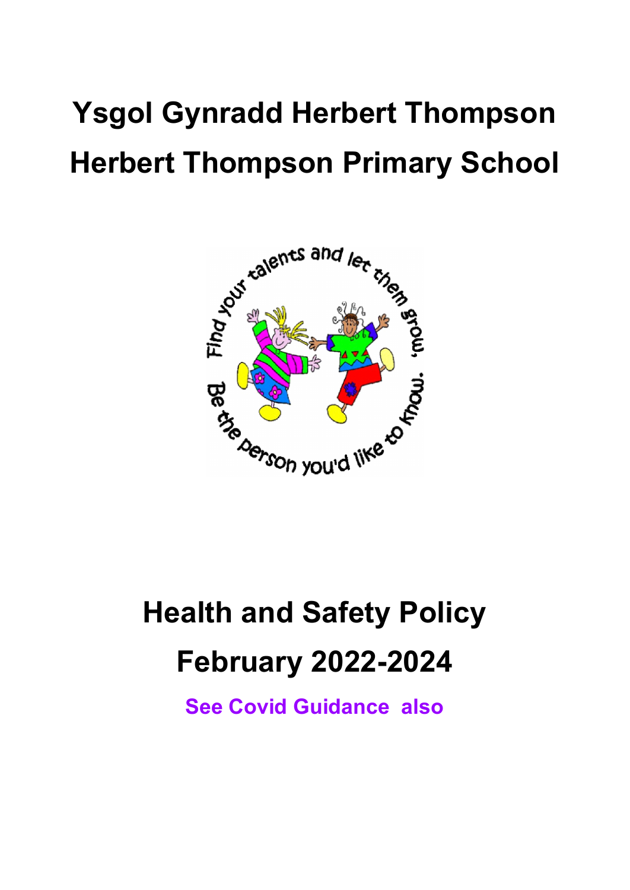# Ysgol Gynradd Herbert Thompson

# Herbert Thompson Primary School

# Health and Safety Policy

# February 2022-2024

**See Covid Guidance also**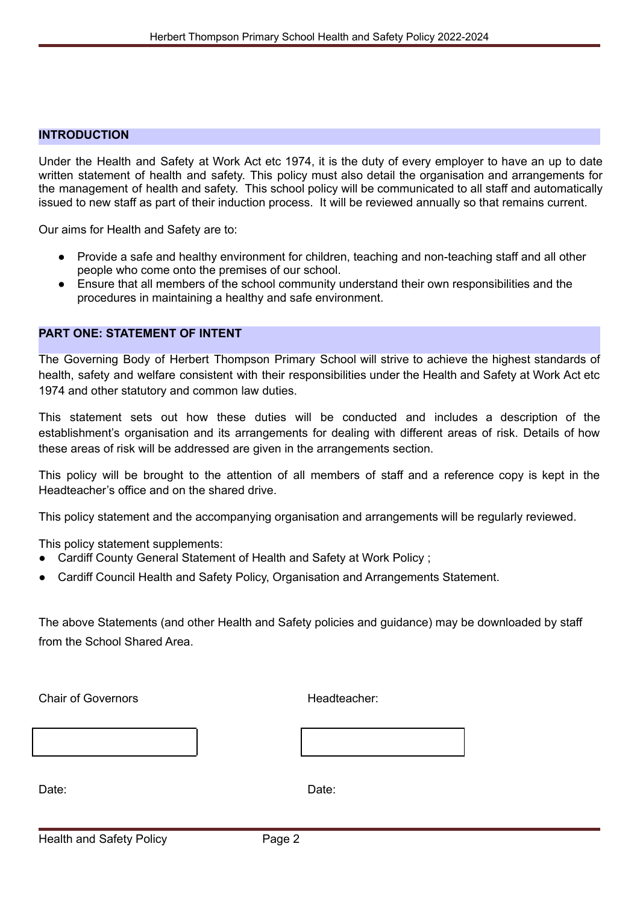## INTRODUCTION

Under the Health and Safety at Work Act etc 1974, it is the duty of every employer to have an up to date written statement of health and safety. This policy must also detail the organisation and arrangements for the management of health and safety. This school policy will be communicated to all staff and automatically issued to new staff as part of their induction process. It will be reviewed annually so that remains current.

Our aims for Health and Safety are to:

- Provide a safe and healthy environment for children, teaching and non-teaching staff and all other people who come onto the premises of our school.
- Ensure that all members of the school community understand their own responsibilities and the procedures in maintaining a healthy and safe environment.

## PART ONE: STATEMENT OF INTENT

The Governing Body of Herbert Thompson Primary School will strive to achieve the highest standards of health, safety and welfare consistent with their responsibilities under the Health and Safety at Work Act etc 1974 and other statutory and common law duties.

This statement sets out how these duties will be conducted and includes a description of the establishment's organisation and its arrangements for dealing with different areas of risk. Details of how these areas of risk will be addressed are given in the arrangements section.

This policy will be brought to the attention of all members of staff and a reference copy is kept in the Headteacher's office and on the shared drive.

This policy statement and the accompanying organisation and arrangements will be regularly reviewed.

This policy statement supplements:

- Cardiff County General Statement of Health and Safety at Work Policy ;
- Cardiff Council Health and Safety Policy, Organisation and Arrangements Statement.

The above Statements (and other Health and Safety policies and guidance) may be downloaded by staff from the School Shared Area.

Chair of Governors

Date:

Headteacher:

Date: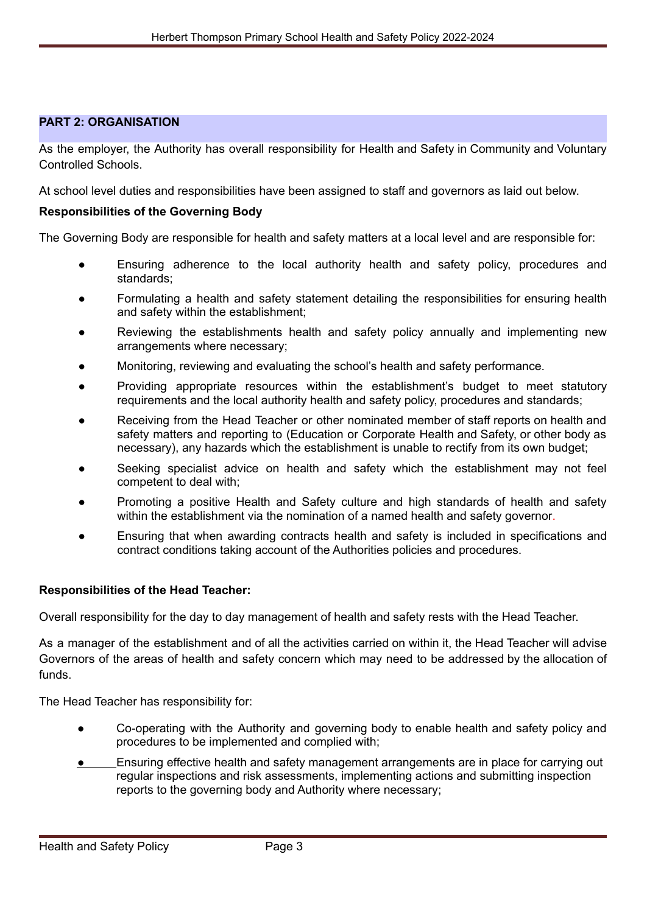## PART 2: ORGANISATION

As the employer, the Authority has overall responsibility for Health and Safety in Community and Voluntary Controlled Schools.

At school level duties and responsibilities have been assigned to staff and governors as laid out below.

**Responsibilities of the Governing Body**

The Governing Body are responsible for health and safety matters at a local level and are responsible for:

- Ensuring adherence to the local authority health and safety policy, procedures and standards;
- Formulating a health and safety statement detailing the responsibilities for ensuring health and safety within the establishment;
- Reviewing the establishments health and safety policy annually and implementing new arrangements where necessary;
- Monitoring, reviewing and evaluating the school's health and safety performance.
- Providing appropriate resources within the establishment's budget to meet statutory requirements and the local authority health and safety policy, procedures and standards;
- Receiving from the Head Teacher or other nominated member of staff reports on health and safety matters and reporting to (Education or Corporate Health and Safety, or other body as necessary), any hazards which the establishment is unable to rectify from its own budget;
- Seeking specialist advice on health and safety which the establishment may not feel competent to deal with;
- Promoting a positive Health and Safety culture and high standards of health and safety within the establishment via the nomination of a named health and safety governor.
- Ensuring that when awarding contracts health and safety is included in specifications and contract conditions taking account of the Authorities policies and procedures.

**Responsibilities of the Head Teacher:**

Overall responsibility for the day to day management of health and safety rests with the Head Teacher.

As a manager of the establishment and of all the activities carried on within it, the Head Teacher will advise Governors of the areas of health and safety concern which may need to be addressed by the allocation of funds.

The Head Teacher has responsibility for:

- Co-operating with the Authority and governing body to enable health and safety policy and procedures to be implemented and complied with;
- Ensuring effective health and safety management arrangements are in place for carrying out regular inspections and risk assessments, implementing actions and submitting inspection reports to the governing body and Authority where necessary;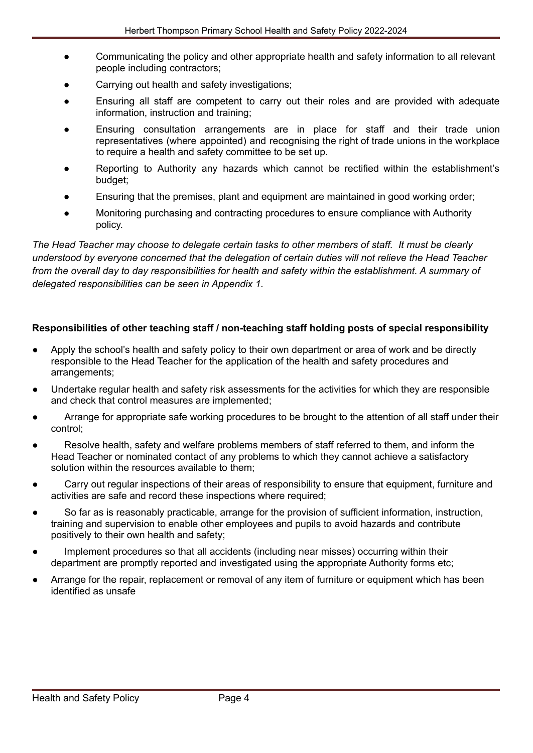- Communicating the policy and other appropriate health and safety information to all relevant people including contractors;
- Carrying out health and safety investigations;
- Ensuring all staff are competent to carry out their roles and are provided with adequate information, instruction and training;
- Ensuring consultation arrangements are in place for staff and their trade union representatives (where appointed) and recognising the right of trade unions in the workplace to require a health and safety committee to be set up.
- Reporting to Authority any hazards which cannot be rectified within the establishment's budget;
- Ensuring that the premises, plant and equipment are maintained in good working order;
- Monitoring purchasing and contracting procedures to ensure compliance with Authority policy.

*The Head Teacher may choose to delegate certain tasks to other members of staff. It must be clearly understood by everyone concerned that the delegation of certain duties will not relieve the Head Teacher from the overall day to day responsibilities for health and safety within the establishment. A summary of delegated responsibilities can be seen in Appendix 1.*

**Responsibilities of other teaching staff / non-teaching staff holding posts of special responsibility**

- Apply the school's health and safety policy to their own department or area of work and be directly responsible to the Head Teacher for the application of the health and safety procedures and arrangements;
- Undertake regular health and safety risk assessments for the activities for which they are responsible and check that control measures are implemented;
- Arrange for appropriate safe working procedures to be brought to the attention of all staff under their control;
- Resolve health, safety and welfare problems members of staff referred to them, and inform the Head Teacher or nominated contact of any problems to which they cannot achieve a satisfactory solution within the resources available to them;
- Carry out regular inspections of their areas of responsibility to ensure that equipment, furniture and activities are safe and record these inspections where required;
- So far as is reasonably practicable, arrange for the provision of sufficient information, instruction, training and supervision to enable other employees and pupils to avoid hazards and contribute positively to their own health and safety;
- Implement procedures so that all accidents (including near misses) occurring within their department are promptly reported and investigated using the appropriate Authority forms etc;
- Arrange for the repair, replacement or removal of any item of furniture or equipment which has been identified as unsafe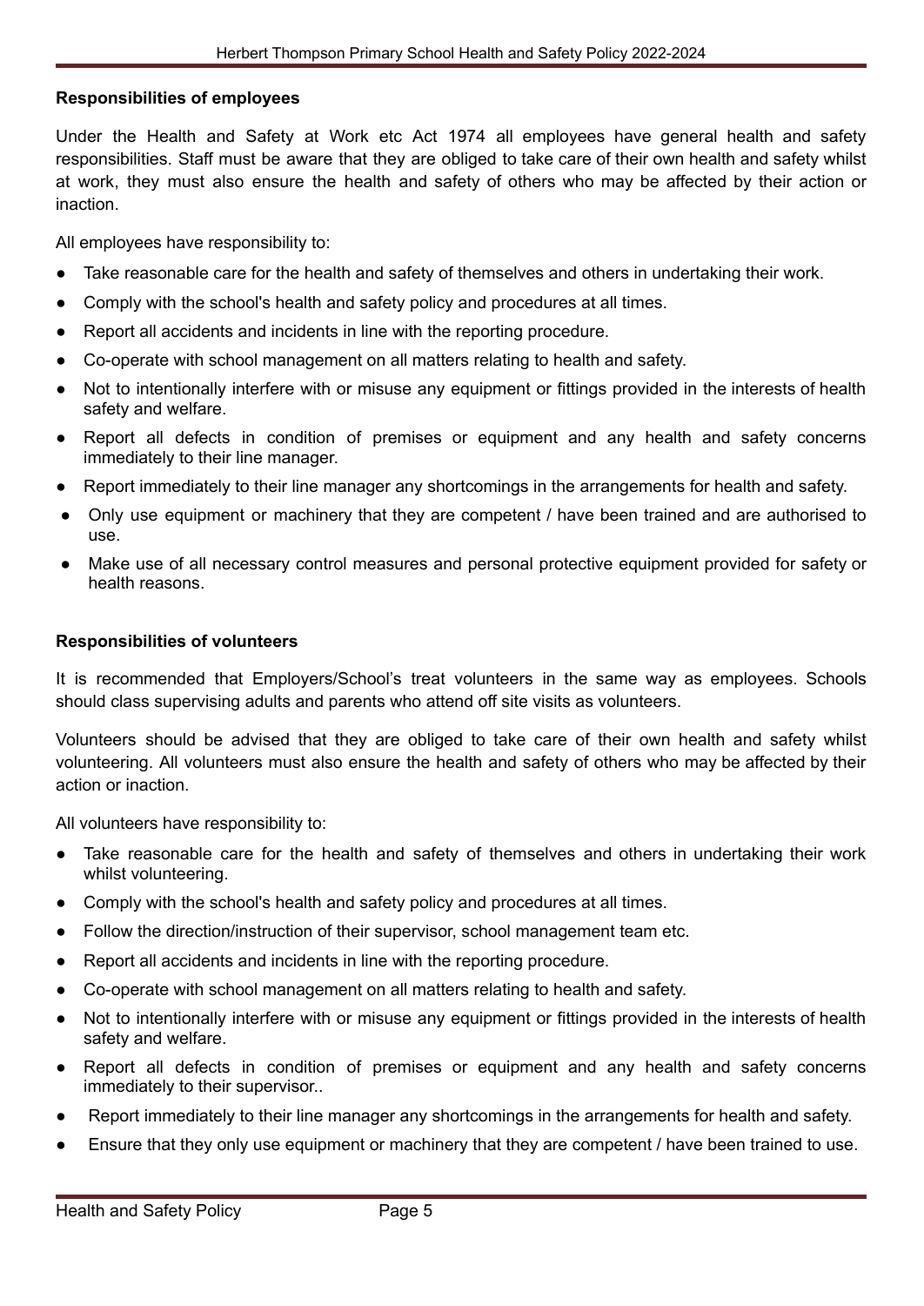**Responsibilities of employees**

Under the Health and Safety at Work etc Act 1974 all employees have general health and safety responsibilities. Staff must be aware that they are obliged to take care of their own health and safety whilst at work, they must also ensure the health and safety of others who may be affected by their action or inaction.

All employees have responsibility to:

- Take reasonable care for the health and safety of themselves and others in undertaking their work.
- Comply with the school's health and safety policy and procedures at all times.
- Report all accidents and incidents in line with the reporting procedure.
- Co-operate with school management on all matters relating to health and safety.
- Not to intentionally interfere with or misuse any equipment or fittings provided in the interests of health safety and welfare.
- Report all defects in condition of premises or equipment and any health and safety concerns immediately to their line manager.
- Report immediately to their line manager any shortcomings in the arrangements for health and safety.
- Only use equipment or machinery that they are competent / have been trained and are authorised to use.
- Make use of all necessary control measures and personal protective equipment provided for safety or health reasons.

**Responsibilities of volunteers**

It is recommended that Employers/School's treat volunteers in the same way as employees. Schools should class supervising adults and parents who attend off site visits as volunteers.

Volunteers should be advised that they are obliged to take care of their own health and safety whilst volunteering. All volunteers must also ensure the health and safety of others who may be affected by their action or inaction.

All volunteers have responsibility to:

- Take reasonable care for the health and safety of themselves and others in undertaking their work whilst volunteering.
- Comply with the school's health and safety policy and procedures at all times.
- Follow the direction/instruction of their supervisor, school management team etc.
- Report all accidents and incidents in line with the reporting procedure.
- Co-operate with school management on all matters relating to health and safety.
- Not to intentionally interfere with or misuse any equipment or fittings provided in the interests of health safety and welfare.
- Report all defects in condition of premises or equipment and any health and safety concerns immediately to their supervisor..
- Report immediately to their line manager any shortcomings in the arrangements for health and safety.
- Ensure that they only use equipment or machinery that they are competent / have been trained to use.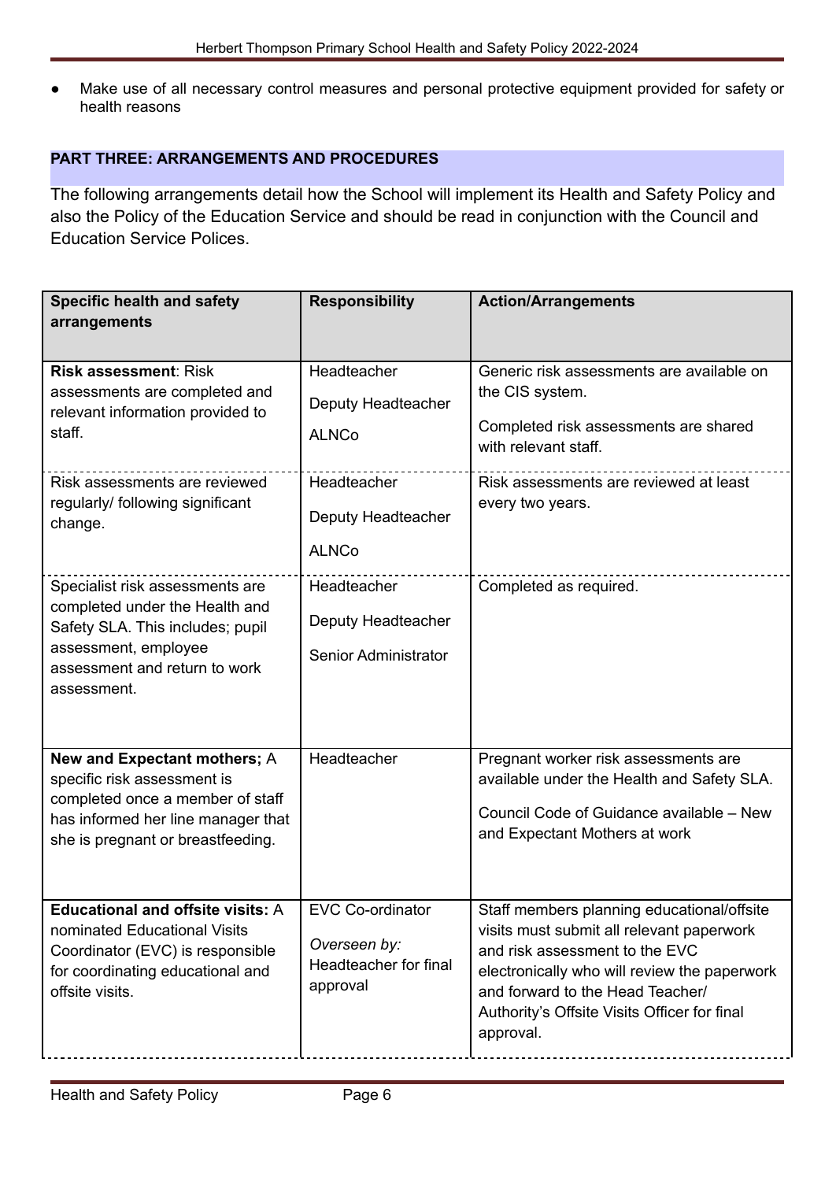- Make use of all necessary control measures and personal protective equipment provided for safety or health reasons

## PART THREE: ARRANGEMENTS AND PROCEDURES

The following arrangements detail how the School will implement its Health and Safety Policy and also the Policy of the Education Service and should be read in conjunction with the Council and Education Service Polices.

| Specific health and safety arrangements | Responsibility | Action/Arrangements |
|---|---|---|
| **Risk assessment**: Risk assessments are completed and relevant information provided to staff. | Headteacher<br>Deputy Headteacher<br>ALNCo | Generic risk assessments are available on the CIS system.<br>Completed risk assessments are shared with relevant staff. |
| Risk assessments are reviewed regularly/ following significant change. | Headteacher<br>Deputy Headteacher<br>ALNCo | Risk assessments are reviewed at least every two years. |
| Specialist risk assessments are completed under the Health and Safety SLA. This includes; pupil assessment, employee assessment and return to work assessment. | Headteacher<br>Deputy Headteacher<br>Senior Administrator | Completed as required. |
| **New and Expectant mothers;** A specific risk assessment is completed once a member of staff has informed her line manager that she is pregnant or breastfeeding. | Headteacher | Pregnant worker risk assessments are available under the Health and Safety SLA.<br>Council Code of Guidance available – New and Expectant Mothers at work |
| **Educational and offsite visits:** A nominated Educational Visits Coordinator (EVC) is responsible for coordinating educational and offsite visits. | EVC Co-ordinator<br>*Overseen by:*<br>Headteacher for final approval | Staff members planning educational/offsite visits must submit all relevant paperwork and risk assessment to the EVC electronically who will review the paperwork and forward to the Head Teacher/ Authority's Offsite Visits Officer for final approval. |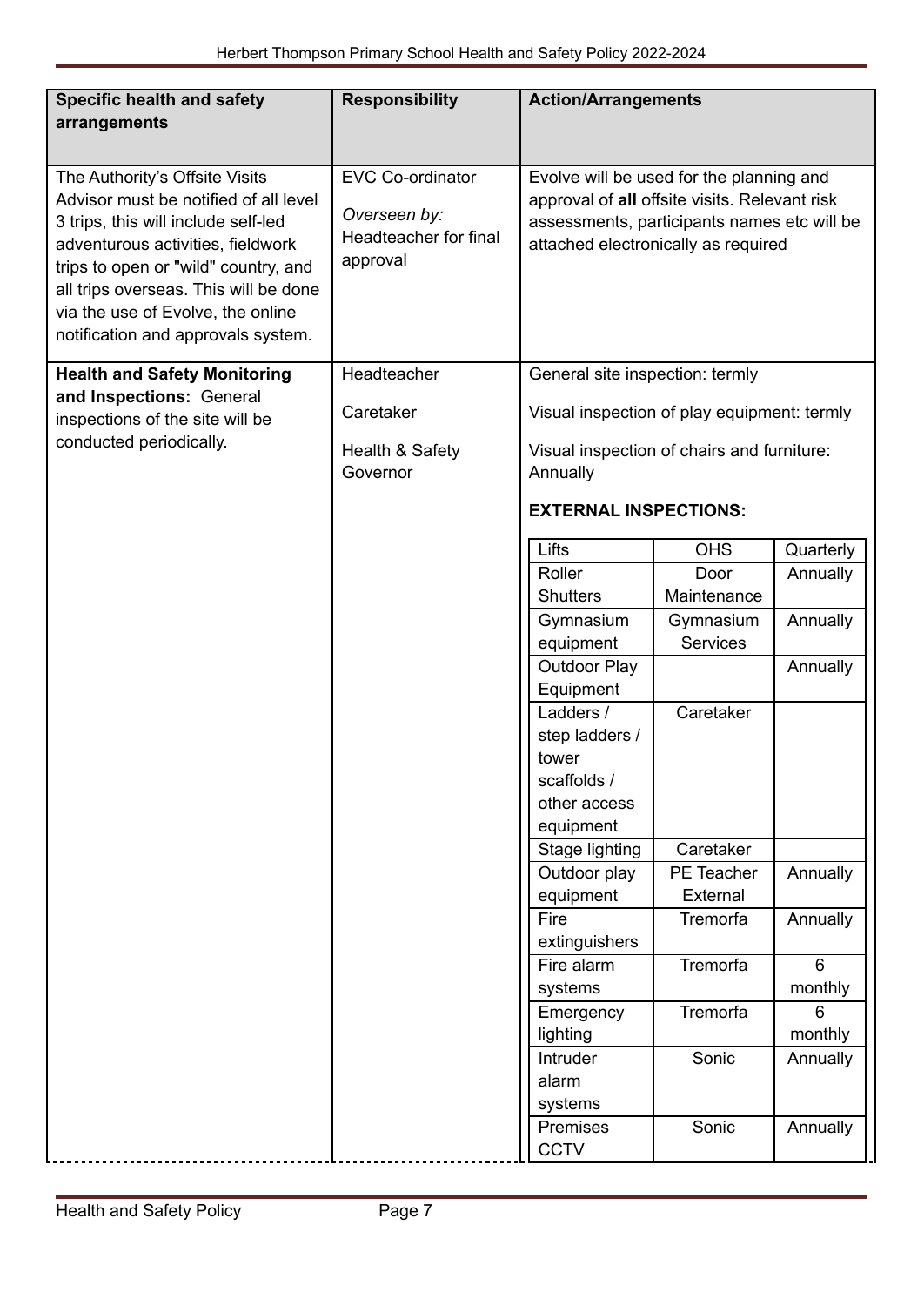| Specific health and safety arrangements | Responsibility | Action/Arrangements |
|---|---|---|
| The Authority's Offsite Visits Advisor must be notified of all level 3 trips, this will include self-led adventurous activities, fieldwork trips to open or "wild" country, and all trips overseas. This will be done via the use of Evolve, the online notification and approvals system. | EVC Co-ordinator<br><br>*Overseen by:*<br>Headteacher for final approval | Evolve will be used for the planning and approval of **all** offsite visits. Relevant risk assessments, participants names etc will be attached electronically as required |
| **Health and Safety Monitoring and Inspections:** General inspections of the site will be conducted periodically. | Headteacher<br><br>Caretaker<br><br>Health & Safety Governor | General site inspection: termly<br><br>Visual inspection of play equipment: termly<br><br>Visual inspection of chairs and furniture: Annually<br><br>**EXTERNAL INSPECTIONS:** |

| | | |
|---|---|---|
| Lifts | OHS | Quarterly |
| Roller Shutters | Door Maintenance | Annually |
| Gymnasium equipment | Gymnasium Services | Annually |
| Outdoor Play Equipment | | Annually |
| Ladders / step ladders / tower scaffolds / other access equipment | Caretaker | |
| Stage lighting | Caretaker | |
| Outdoor play equipment | PE Teacher External | Annually |
| Fire extinguishers | Tremorfa | Annually |
| Fire alarm systems | Tremorfa | 6 monthly |
| Emergency lighting | Tremorfa | 6 monthly |
| Intruder alarm systems | Sonic | Annually |
| Premises CCTV | Sonic | Annually |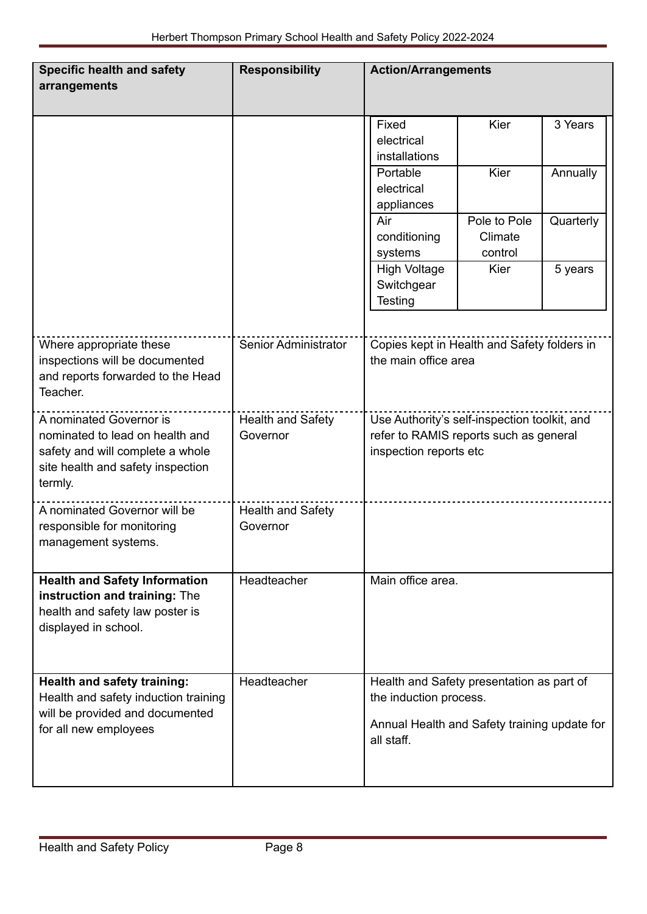| Specific health and safety arrangements | Responsibility | Action/Arrangements |
|---|---|---|
| | | Fixed electrical installations — Kier — 3 Years<br>Portable electrical appliances — Kier — Annually<br>Air conditioning systems — Pole to Pole Climate control — Quarterly<br>High Voltage Switchgear Testing — Kier — 5 years |
| Where appropriate these inspections will be documented and reports forwarded to the Head Teacher. | Senior Administrator | Copies kept in Health and Safety folders in the main office area |
| A nominated Governor is nominated to lead on health and safety and will complete a whole site health and safety inspection termly. | Health and Safety Governor | Use Authority's self-inspection toolkit, and refer to RAMIS reports such as general inspection reports etc |
| A nominated Governor will be responsible for monitoring management systems. | Health and Safety Governor | |
| **Health and Safety Information instruction and training:** The health and safety law poster is displayed in school. | Headteacher | Main office area. |
| **Health and safety training:** Health and safety induction training will be provided and documented for all new employees | Headteacher | Health and Safety presentation as part of the induction process.<br><br>Annual Health and Safety training update for all staff. |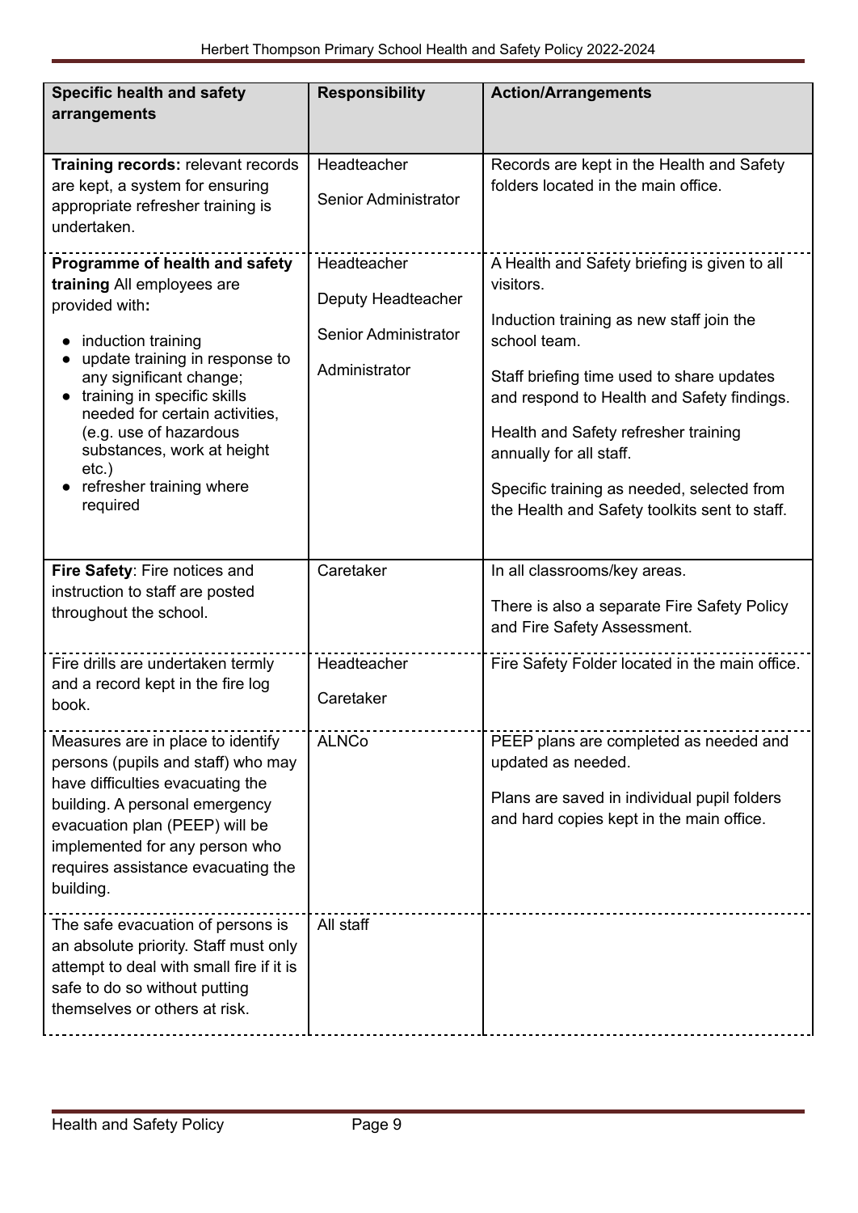| **Specific health and safety arrangements** | **Responsibility** | **Action/Arrangements** |
|---|---|---|
| **Training records:** relevant records are kept, a system for ensuring appropriate refresher training is undertaken. | Headteacher<br><br>Senior Administrator | Records are kept in the Health and Safety folders located in the main office. |
| **Programme of health and safety training** All employees are provided with**:**<br>• induction training<br>• update training in response to any significant change;<br>• training in specific skills needed for certain activities, (e.g. use of hazardous substances, work at height etc.)<br>• refresher training where required | Headteacher<br><br>Deputy Headteacher<br><br>Senior Administrator<br><br>Administrator | A Health and Safety briefing is given to all visitors.<br><br>Induction training as new staff join the school team.<br><br>Staff briefing time used to share updates and respond to Health and Safety findings.<br><br>Health and Safety refresher training annually for all staff.<br><br>Specific training as needed, selected from the Health and Safety toolkits sent to staff. |
| **Fire Safety**: Fire notices and instruction to staff are posted throughout the school. | Caretaker | In all classrooms/key areas.<br><br>There is also a separate Fire Safety Policy and Fire Safety Assessment. |
| Fire drills are undertaken termly and a record kept in the fire log book. | Headteacher<br><br>Caretaker | Fire Safety Folder located in the main office. |
| Measures are in place to identify persons (pupils and staff) who may have difficulties evacuating the building. A personal emergency evacuation plan (PEEP) will be implemented for any person who requires assistance evacuating the building. | ALNCo | PEEP plans are completed as needed and updated as needed.<br><br>Plans are saved in individual pupil folders and hard copies kept in the main office. |
| The safe evacuation of persons is an absolute priority. Staff must only attempt to deal with small fire if it is safe to do so without putting themselves or others at risk. | All staff | |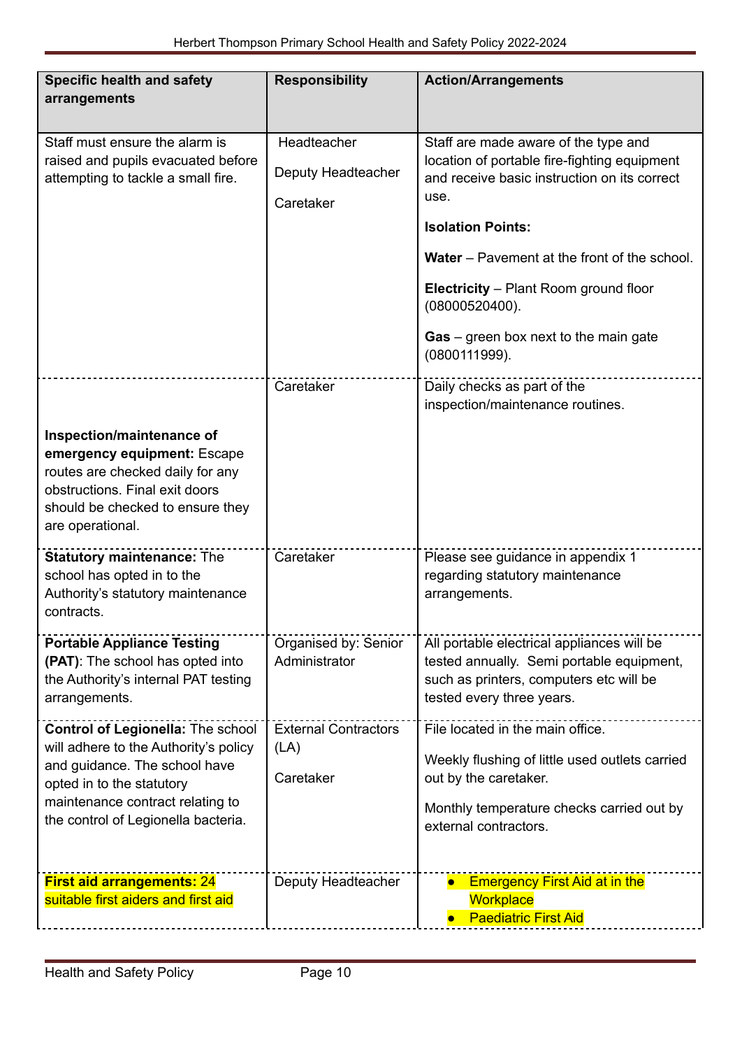| Specific health and safety arrangements | Responsibility | Action/Arrangements |
|---|---|---|
| Staff must ensure the alarm is raised and pupils evacuated before attempting to tackle a small fire. | Headteacher<br><br>Deputy Headteacher<br><br>Caretaker | Staff are made aware of the type and location of portable fire-fighting equipment and receive basic instruction on its correct use.<br><br>**Isolation Points:**<br><br>**Water** – Pavement at the front of the school.<br><br>**Electricity** – Plant Room ground floor (08000520400).<br><br>**Gas** – green box next to the main gate (0800111999). |
| **Inspection/maintenance of emergency equipment:** Escape routes are checked daily for any obstructions. Final exit doors should be checked to ensure they are operational. | Caretaker | Daily checks as part of the inspection/maintenance routines. |
| **Statutory maintenance:** The school has opted in to the Authority's statutory maintenance contracts. | Caretaker | Please see guidance in appendix 1 regarding statutory maintenance arrangements. |
| **Portable Appliance Testing (PAT)**: The school has opted into the Authority's internal PAT testing arrangements. | Organised by: Senior Administrator | All portable electrical appliances will be tested annually. Semi portable equipment, such as printers, computers etc will be tested every three years. |
| **Control of Legionella:** The school will adhere to the Authority's policy and guidance. The school have opted in to the statutory maintenance contract relating to the control of Legionella bacteria. | External Contractors (LA)<br><br>Caretaker | File located in the main office.<br><br>Weekly flushing of little used outlets carried out by the caretaker.<br><br>Monthly temperature checks carried out by external contractors. |
| **First aid arrangements:** 24 suitable first aiders and first aid | Deputy Headteacher | • Emergency First Aid at in the Workplace<br>• Paediatric First Aid |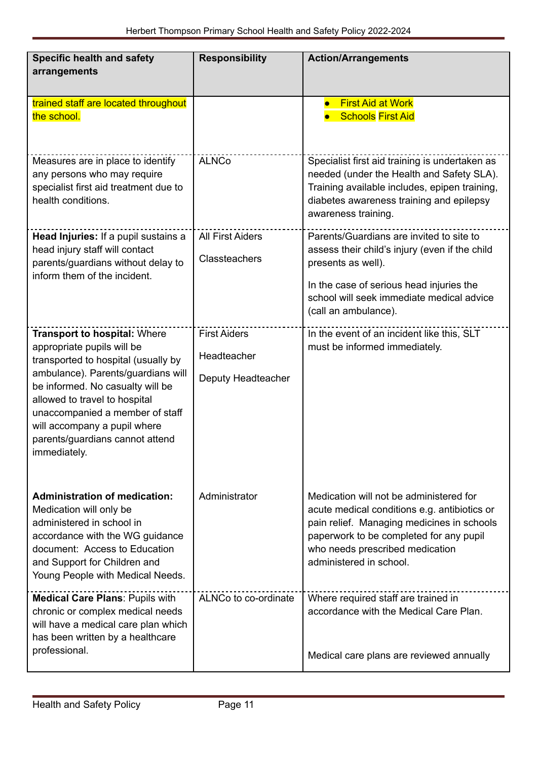| Specific health and safety arrangements | Responsibility | Action/Arrangements |
|---|---|---|
| trained staff are located throughout the school. | | • First Aid at Work<br>• Schools First Aid |
| Measures are in place to identify any persons who may require specialist first aid treatment due to health conditions. | ALNCo | Specialist first aid training is undertaken as needed (under the Health and Safety SLA). Training available includes, epipen training, diabetes awareness training and epilepsy awareness training. |
| **Head Injuries:** If a pupil sustains a head injury staff will contact parents/guardians without delay to inform them of the incident. | All First Aiders<br><br>Classteachers | Parents/Guardians are invited to site to assess their child's injury (even if the child presents as well).<br><br>In the case of serious head injuries the school will seek immediate medical advice (call an ambulance). |
| **Transport to hospital:** Where appropriate pupils will be transported to hospital (usually by ambulance). Parents/guardians will be informed. No casualty will be allowed to travel to hospital unaccompanied a member of staff will accompany a pupil where parents/guardians cannot attend immediately. | First Aiders<br><br>Headteacher<br><br>Deputy Headteacher | In the event of an incident like this, SLT must be informed immediately. |
| **Administration of medication:** Medication will only be administered in school in accordance with the WG guidance document: Access to Education and Support for Children and Young People with Medical Needs. | Administrator | Medication will not be administered for acute medical conditions e.g. antibiotics or pain relief. Managing medicines in schools paperwork to be completed for any pupil who needs prescribed medication administered in school. |
| **Medical Care Plans**: Pupils with chronic or complex medical needs will have a medical care plan which has been written by a healthcare professional. | ALNCo to co-ordinate | Where required staff are trained in accordance with the Medical Care Plan.<br><br>Medical care plans are reviewed annually |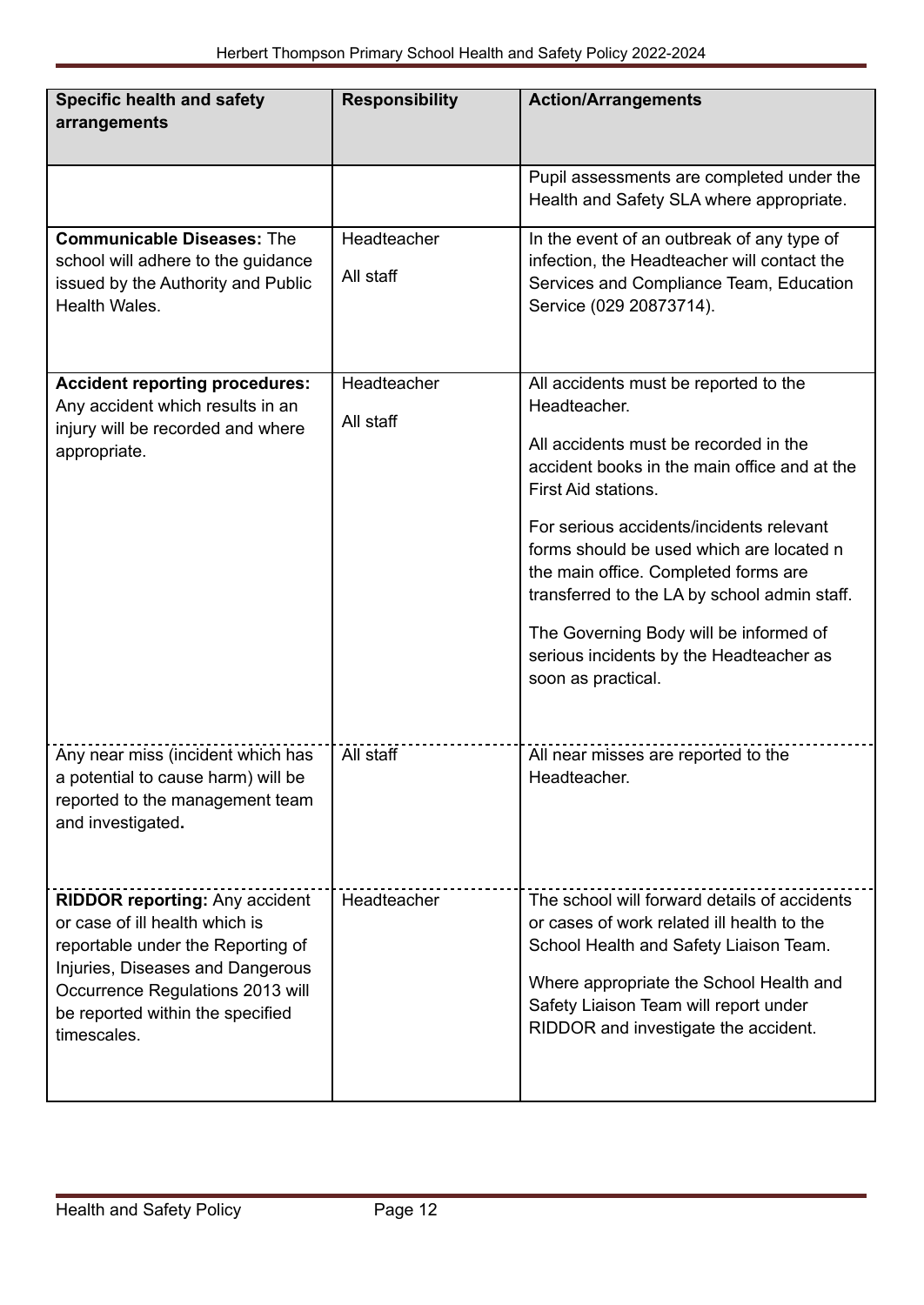| Specific health and safety arrangements | Responsibility | Action/Arrangements |
|---|---|---|
| | | Pupil assessments are completed under the Health and Safety SLA where appropriate. |
| **Communicable Diseases:** The school will adhere to the guidance issued by the Authority and Public Health Wales. | Headteacher<br><br>All staff | In the event of an outbreak of any type of infection, the Headteacher will contact the Services and Compliance Team, Education Service (029 20873714). |
| **Accident reporting procedures:** Any accident which results in an injury will be recorded and where appropriate. | Headteacher<br><br>All staff | All accidents must be reported to the Headteacher.<br><br>All accidents must be recorded in the accident books in the main office and at the First Aid stations.<br><br>For serious accidents/incidents relevant forms should be used which are located n the main office. Completed forms are transferred to the LA by school admin staff.<br><br>The Governing Body will be informed of serious incidents by the Headteacher as soon as practical. |
| Any near miss (incident which has a potential to cause harm) will be reported to the management team and investigated**.** | All staff | All near misses are reported to the Headteacher. |
| **RIDDOR reporting:** Any accident or case of ill health which is reportable under the Reporting of Injuries, Diseases and Dangerous Occurrence Regulations 2013 will be reported within the specified timescales. | Headteacher | The school will forward details of accidents or cases of work related ill health to the School Health and Safety Liaison Team.<br><br>Where appropriate the School Health and Safety Liaison Team will report under RIDDOR and investigate the accident. |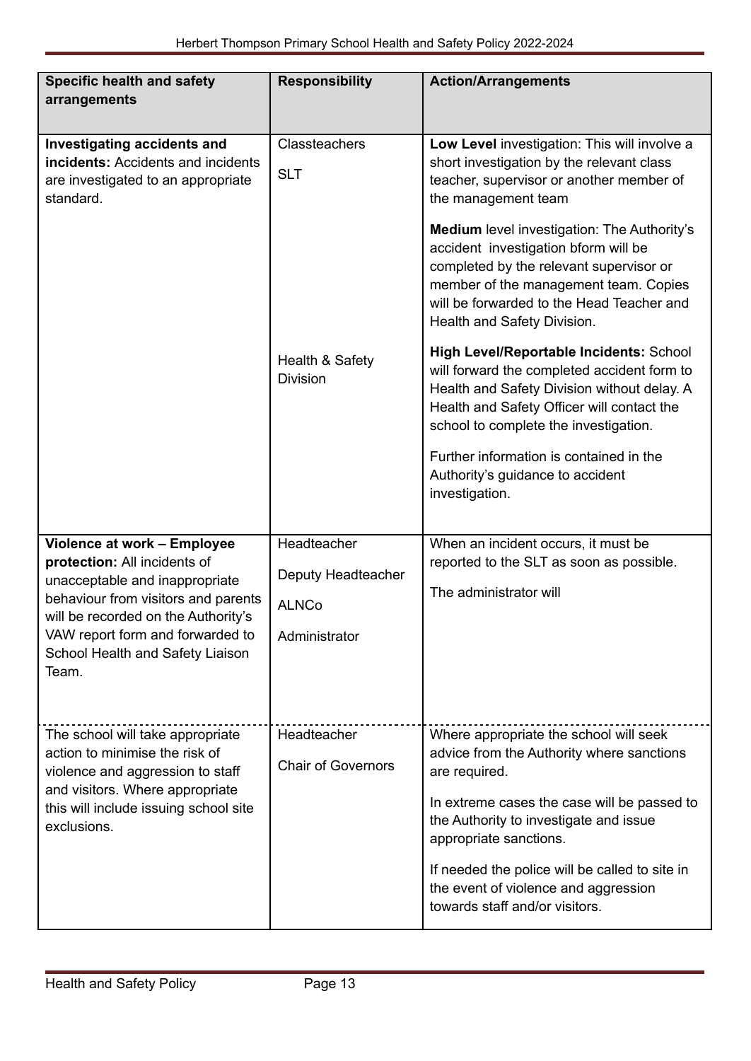| **Specific health and safety arrangements** | **Responsibility** | **Action/Arrangements** |
|---|---|---|
| **Investigating accidents and incidents:** Accidents and incidents are investigated to an appropriate standard. | Classteachers<br><br>SLT<br><br><br><br><br><br><br><br>Health & Safety Division | **Low Level** investigation: This will involve a short investigation by the relevant class teacher, supervisor or another member of the management team<br><br>**Medium** level investigation: The Authority's accident investigation bform will be completed by the relevant supervisor or member of the management team. Copies will be forwarded to the Head Teacher and Health and Safety Division.<br><br>**High Level/Reportable Incidents:** School will forward the completed accident form to Health and Safety Division without delay. A Health and Safety Officer will contact the school to complete the investigation.<br><br>Further information is contained in the Authority's guidance to accident investigation. |
| **Violence at work – Employee protection:** All incidents of unacceptable and inappropriate behaviour from visitors and parents will be recorded on the Authority's VAW report form and forwarded to School Health and Safety Liaison Team. | Headteacher<br><br>Deputy Headteacher<br><br>ALNCo<br><br>Administrator | When an incident occurs, it must be reported to the SLT as soon as possible.<br><br>The administrator will |
| The school will take appropriate action to minimise the risk of violence and aggression to staff and visitors. Where appropriate this will include issuing school site exclusions. | Headteacher<br><br>Chair of Governors | Where appropriate the school will seek advice from the Authority where sanctions are required.<br><br>In extreme cases the case will be passed to the Authority to investigate and issue appropriate sanctions.<br><br>If needed the police will be called to site in the event of violence and aggression towards staff and/or visitors. |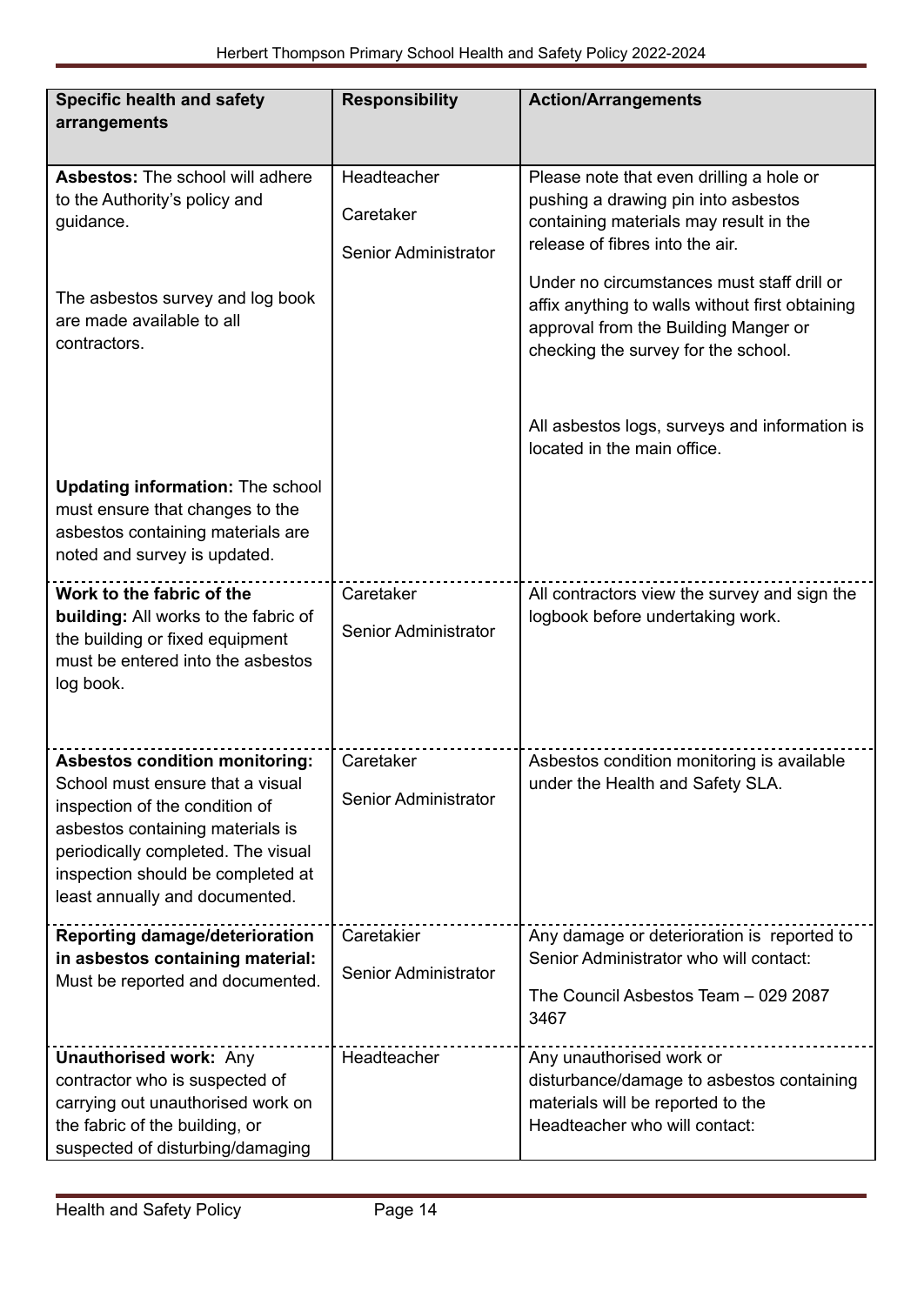| Specific health and safety arrangements | Responsibility | Action/Arrangements |
|---|---|---|
| **Asbestos:** The school will adhere to the Authority's policy and guidance.<br><br>The asbestos survey and log book are made available to all contractors.<br><br>**Updating information:** The school must ensure that changes to the asbestos containing materials are noted and survey is updated. | Headteacher<br><br>Caretaker<br><br>Senior Administrator | Please note that even drilling a hole or pushing a drawing pin into asbestos containing materials may result in the release of fibres into the air.<br><br>Under no circumstances must staff drill or affix anything to walls without first obtaining approval from the Building Manger or checking the survey for the school.<br><br>All asbestos logs, surveys and information is located in the main office. |
| **Work to the fabric of the building:** All works to the fabric of the building or fixed equipment must be entered into the asbestos log book. | Caretaker<br><br>Senior Administrator | All contractors view the survey and sign the logbook before undertaking work. |
| **Asbestos condition monitoring:** School must ensure that a visual inspection of the condition of asbestos containing materials is periodically completed. The visual inspection should be completed at least annually and documented. | Caretaker<br><br>Senior Administrator | Asbestos condition monitoring is available under the Health and Safety SLA. |
| **Reporting damage/deterioration in asbestos containing material:** Must be reported and documented. | Caretakier<br><br>Senior Administrator | Any damage or deterioration is reported to Senior Administrator who will contact:<br><br>The Council Asbestos Team – 029 2087 3467 |
| **Unauthorised work:** Any contractor who is suspected of carrying out unauthorised work on the fabric of the building, or suspected of disturbing/damaging | Headteacher | Any unauthorised work or disturbance/damage to asbestos containing materials will be reported to the Headteacher who will contact: |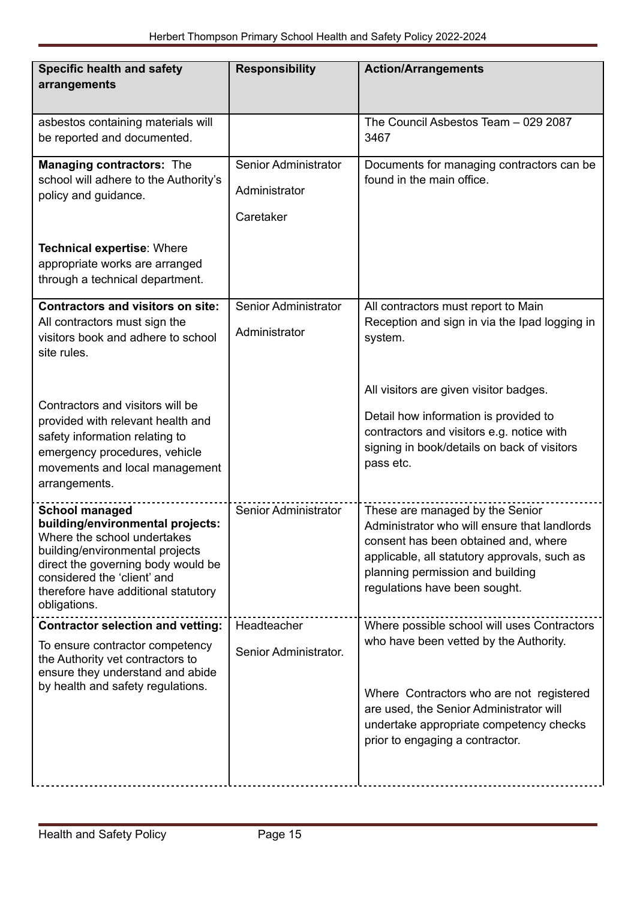| Specific health and safety arrangements | Responsibility | Action/Arrangements |
|---|---|---|
| asbestos containing materials will be reported and documented. | | The Council Asbestos Team – 029 2087 3467 |
| **Managing contractors:** The school will adhere to the Authority's policy and guidance.<br><br>**Technical expertise**: Where appropriate works are arranged through a technical department. | Senior Administrator<br><br>Administrator<br><br>Caretaker | Documents for managing contractors can be found in the main office. |
| **Contractors and visitors on site:** All contractors must sign the visitors book and adhere to school site rules.<br><br>Contractors and visitors will be provided with relevant health and safety information relating to emergency procedures, vehicle movements and local management arrangements. | Senior Administrator<br><br>Administrator | All contractors must report to Main Reception and sign in via the Ipad logging in system.<br><br>All visitors are given visitor badges.<br><br>Detail how information is provided to contractors and visitors e.g. notice with signing in book/details on back of visitors pass etc. |
| **School managed building/environmental projects:** Where the school undertakes building/environmental projects direct the governing body would be considered the 'client' and therefore have additional statutory obligations. | Senior Administrator | These are managed by the Senior Administrator who will ensure that landlords consent has been obtained and, where applicable, all statutory approvals, such as planning permission and building regulations have been sought. |
| **Contractor selection and vetting:** To ensure contractor competency the Authority vet contractors to ensure they understand and abide by health and safety regulations. | Headteacher<br><br>Senior Administrator. | Where possible school will uses Contractors who have been vetted by the Authority.<br><br>Where Contractors who are not registered are used, the Senior Administrator will undertake appropriate competency checks prior to engaging a contractor. |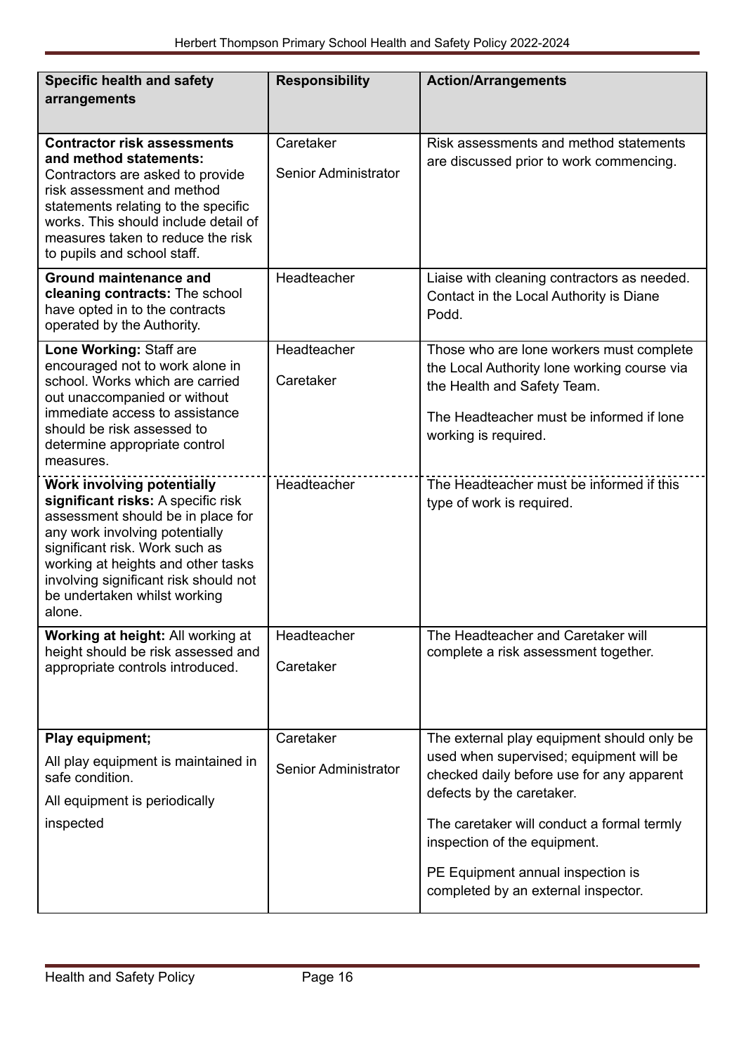| **Specific health and safety arrangements** | **Responsibility** | **Action/Arrangements** |
|---|---|---|
| **Contractor risk assessments and method statements:** Contractors are asked to provide risk assessment and method statements relating to the specific works. This should include detail of measures taken to reduce the risk to pupils and school staff. | Caretaker<br><br>Senior Administrator | Risk assessments and method statements are discussed prior to work commencing. |
| **Ground maintenance and cleaning contracts:** The school have opted in to the contracts operated by the Authority. | Headteacher | Liaise with cleaning contractors as needed. Contact in the Local Authority is Diane Podd. |
| **Lone Working:** Staff are encouraged not to work alone in school. Works which are carried out unaccompanied or without immediate access to assistance should be risk assessed to determine appropriate control measures. | Headteacher<br><br>Caretaker | Those who are lone workers must complete the Local Authority lone working course via the Health and Safety Team.<br><br>The Headteacher must be informed if lone working is required. |
| **Work involving potentially significant risks:** A specific risk assessment should be in place for any work involving potentially significant risk. Work such as working at heights and other tasks involving significant risk should not be undertaken whilst working alone. | Headteacher | The Headteacher must be informed if this type of work is required. |
| **Working at height:** All working at height should be risk assessed and appropriate controls introduced. | Headteacher<br><br>Caretaker | The Headteacher and Caretaker will complete a risk assessment together. |
| **Play equipment;**<br><br>All play equipment is maintained in safe condition.<br><br>All equipment is periodically<br><br>inspected | Caretaker<br><br>Senior Administrator | The external play equipment should only be used when supervised; equipment will be checked daily before use for any apparent defects by the caretaker.<br><br>The caretaker will conduct a formal termly inspection of the equipment.<br><br>PE Equipment annual inspection is completed by an external inspector. |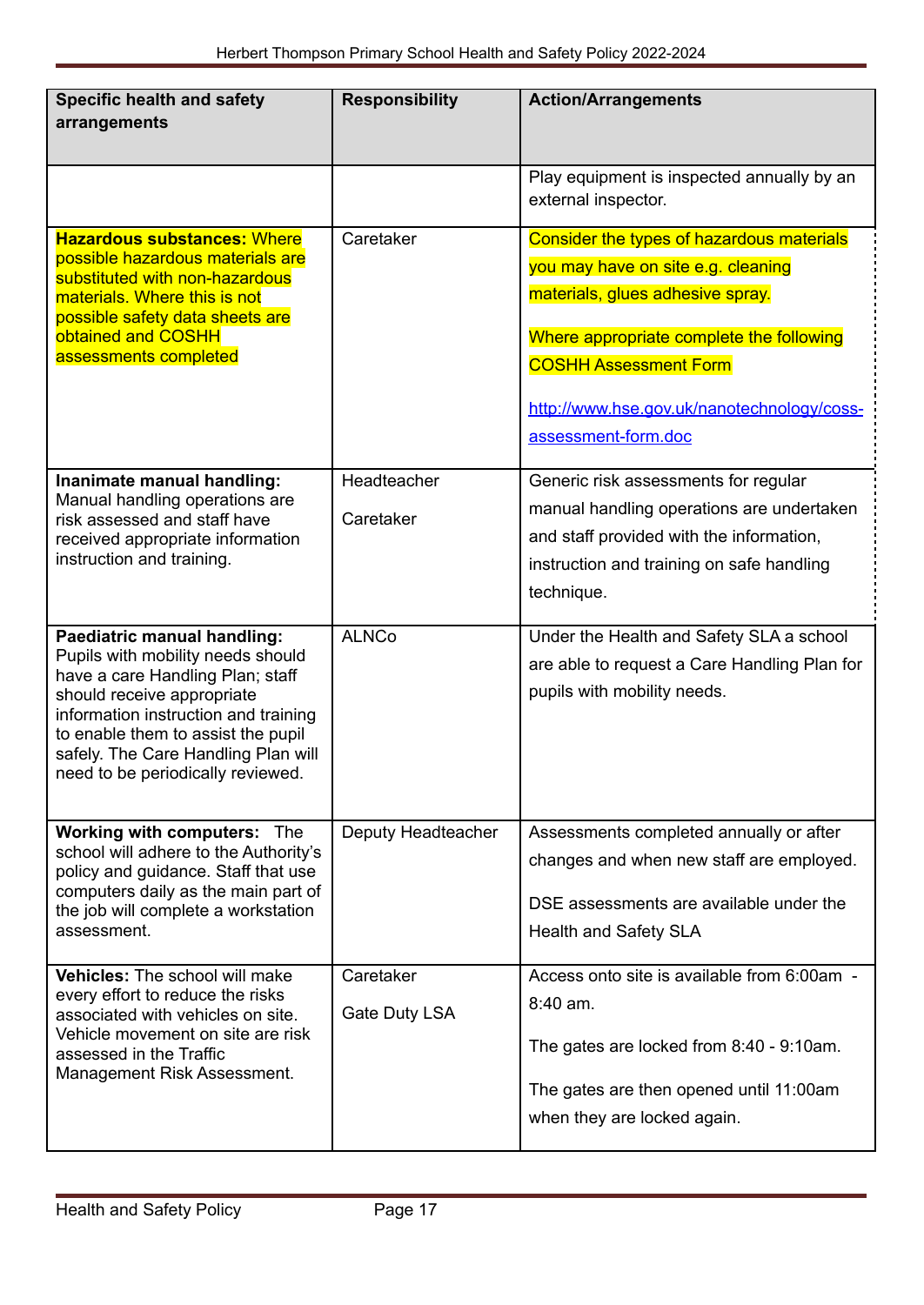| Specific health and safety arrangements | Responsibility | Action/Arrangements |
|---|---|---|
| | | Play equipment is inspected annually by an external inspector. |
| **Hazardous substances:** Where possible hazardous materials are substituted with non-hazardous materials. Where this is not possible safety data sheets are obtained and COSHH assessments completed | Caretaker | Consider the types of hazardous materials you may have on site e.g. cleaning materials, glues adhesive spray.<br><br>Where appropriate complete the following COSHH Assessment Form<br><br>[http://www.hse.gov.uk/nanotechnology/coss-assessment-form.doc](http://www.hse.gov.uk/nanotechnology/coss-assessment-form.doc) |
| **Inanimate manual handling:** Manual handling operations are risk assessed and staff have received appropriate information instruction and training. | Headteacher<br><br>Caretaker | Generic risk assessments for regular manual handling operations are undertaken and staff provided with the information, instruction and training on safe handling technique. |
| **Paediatric manual handling:** Pupils with mobility needs should have a care Handling Plan; staff should receive appropriate information instruction and training to enable them to assist the pupil safely. The Care Handling Plan will need to be periodically reviewed. | ALNCo | Under the Health and Safety SLA a school are able to request a Care Handling Plan for pupils with mobility needs. |
| **Working with computers:** The school will adhere to the Authority's policy and guidance. Staff that use computers daily as the main part of the job will complete a workstation assessment. | Deputy Headteacher | Assessments completed annually or after changes and when new staff are employed.<br><br>DSE assessments are available under the Health and Safety SLA |
| **Vehicles:** The school will make every effort to reduce the risks associated with vehicles on site. Vehicle movement on site are risk assessed in the Traffic Management Risk Assessment. | Caretaker<br><br>Gate Duty LSA | Access onto site is available from 6:00am - 8:40 am.<br><br>The gates are locked from 8:40 - 9:10am.<br><br>The gates are then opened until 11:00am when they are locked again. |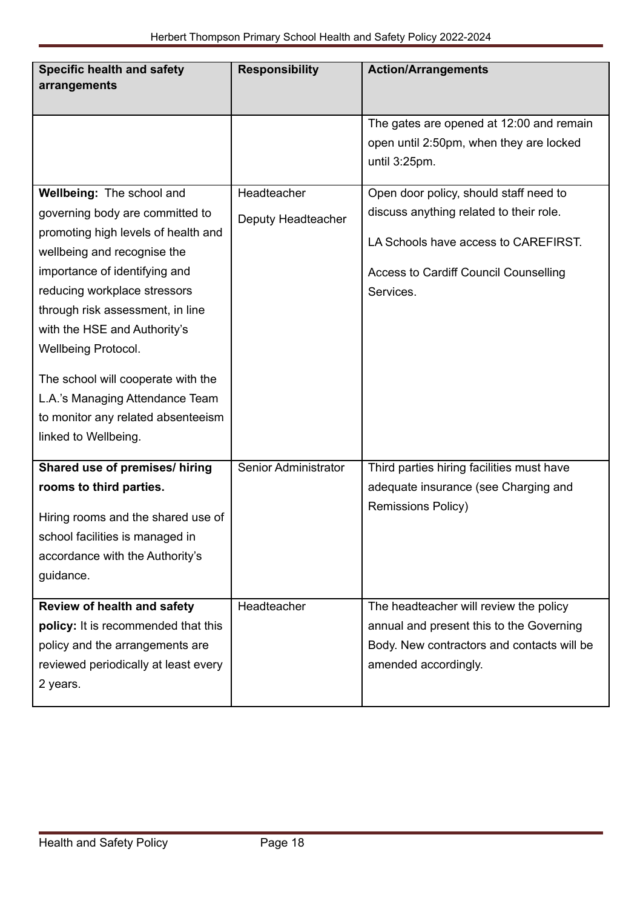| Specific health and safety arrangements | Responsibility | Action/Arrangements |
|---|---|---|
| | | The gates are opened at 12:00 and remain open until 2:50pm, when they are locked until 3:25pm. |
| **Wellbeing:** The school and governing body are committed to promoting high levels of health and wellbeing and recognise the importance of identifying and reducing workplace stressors through risk assessment, in line with the HSE and Authority's Wellbeing Protocol.<br><br>The school will cooperate with the L.A.'s Managing Attendance Team to monitor any related absenteeism linked to Wellbeing. | Headteacher<br><br>Deputy Headteacher | Open door policy, should staff need to discuss anything related to their role.<br><br>LA Schools have access to CAREFIRST.<br><br>Access to Cardiff Council Counselling Services. |
| **Shared use of premises/ hiring rooms to third parties.**<br><br>Hiring rooms and the shared use of school facilities is managed in accordance with the Authority's guidance. | Senior Administrator | Third parties hiring facilities must have adequate insurance (see Charging and Remissions Policy) |
| **Review of health and safety policy:** It is recommended that this policy and the arrangements are reviewed periodically at least every 2 years. | Headteacher | The headteacher will review the policy annual and present this to the Governing Body. New contractors and contacts will be amended accordingly. |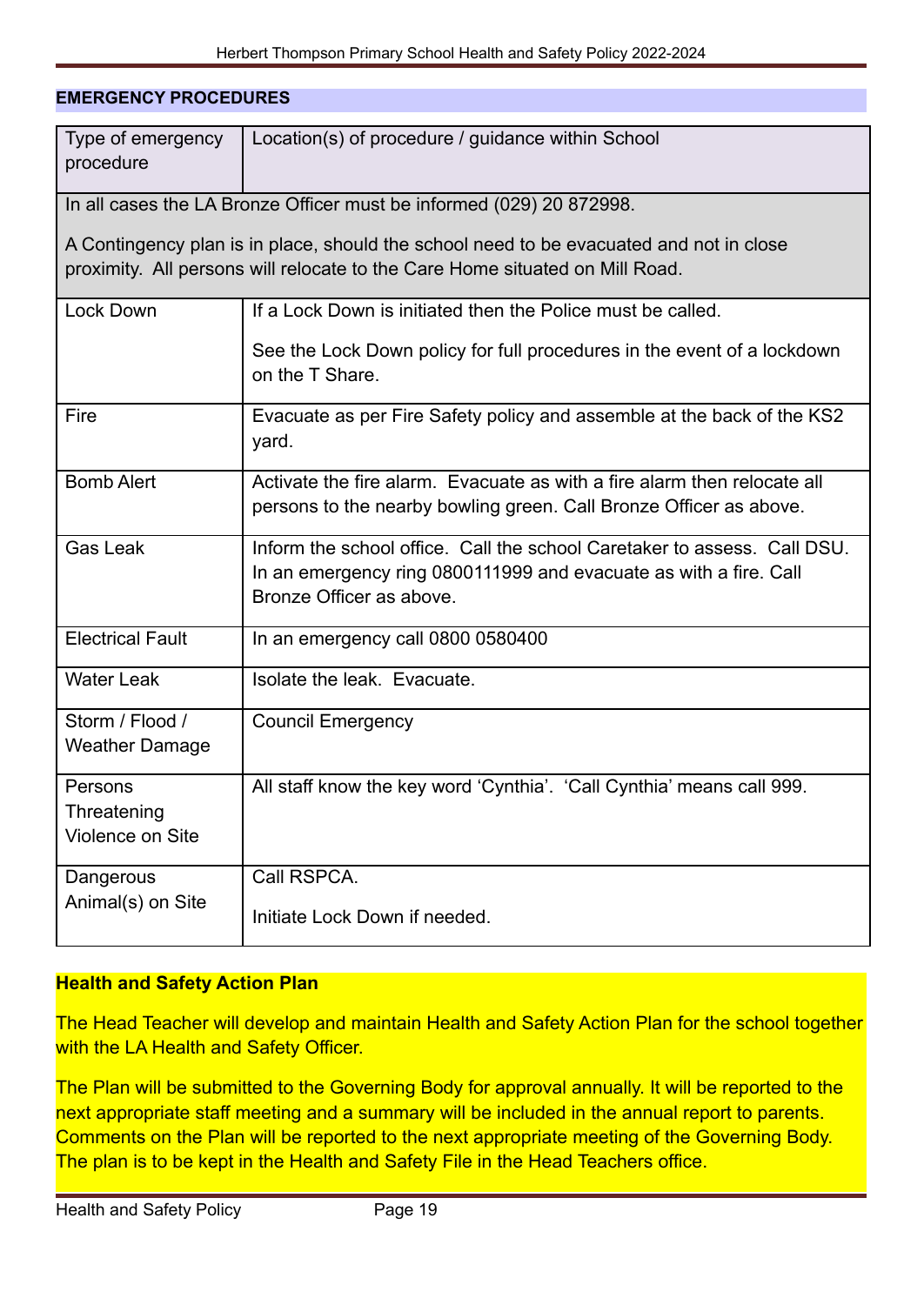## EMERGENCY PROCEDURES

| Type of emergency procedure | Location(s) of procedure / guidance within School |
|---|---|
| In all cases the LA Bronze Officer must be informed (029) 20 872998.<br><br>A Contingency plan is in place, should the school need to be evacuated and not in close proximity. All persons will relocate to the Care Home situated on Mill Road. | |
| Lock Down | If a Lock Down is initiated then the Police must be called.<br><br>See the Lock Down policy for full procedures in the event of a lockdown on the T Share. |
| Fire | Evacuate as per Fire Safety policy and assemble at the back of the KS2 yard. |
| Bomb Alert | Activate the fire alarm. Evacuate as with a fire alarm then relocate all persons to the nearby bowling green. Call Bronze Officer as above. |
| Gas Leak | Inform the school office. Call the school Caretaker to assess. Call DSU. In an emergency ring 0800111999 and evacuate as with a fire. Call Bronze Officer as above. |
| Electrical Fault | In an emergency call 0800 0580400 |
| Water Leak | Isolate the leak. Evacuate. |
| Storm / Flood / Weather Damage | Council Emergency |
| Persons Threatening Violence on Site | All staff know the key word 'Cynthia'. 'Call Cynthia' means call 999. |
| Dangerous Animal(s) on Site | Call RSPCA.<br><br>Initiate Lock Down if needed. |

## Health and Safety Action Plan

The Head Teacher will develop and maintain Health and Safety Action Plan for the school together with the LA Health and Safety Officer.

The Plan will be submitted to the Governing Body for approval annually. It will be reported to the next appropriate staff meeting and a summary will be included in the annual report to parents. Comments on the Plan will be reported to the next appropriate meeting of the Governing Body. The plan is to be kept in the Health and Safety File in the Head Teachers office.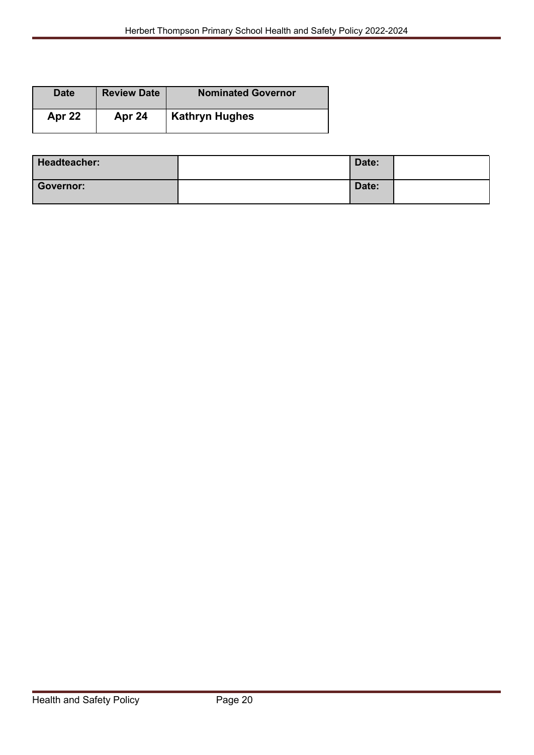| Date | Review Date | Nominated Governor |
|---|---|---|
| **Apr 22** | **Apr 24** | **Kathryn Hughes** |

| | | | |
|---|---|---|---|
| **Headteacher:** | | **Date:** | |
| **Governor:** | | **Date:** | |